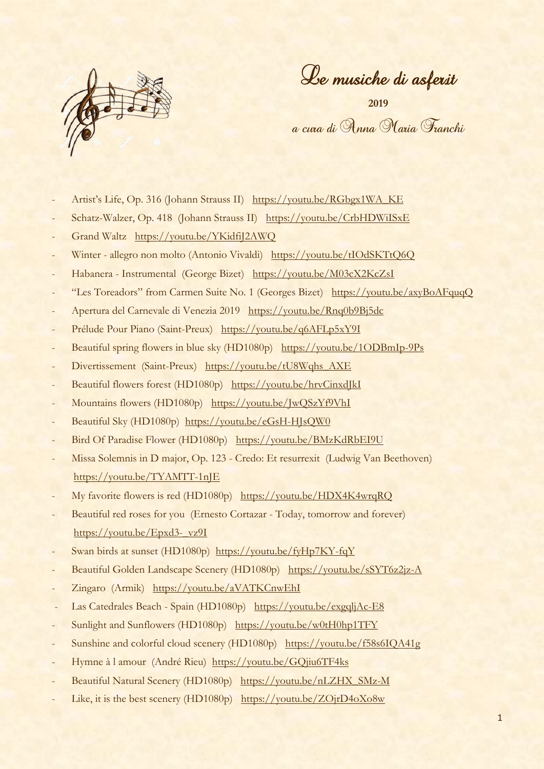# Le musiche di asferit

**2019**

*a cura di Anna Maria Franchi*

- Artist's Life, Op. 316 (Johann Strauss II) https://youtu.be/RGbgx1WA_KE
- Schatz-Walzer, Op. 418 (Johann Strauss II) https://youtu.be/CrbHDWiISxE
- Grand Waltz https://youtu.be/YKidfiJ2AWQ
- Winter - allegro non molto (Antonio Vivaldi) https://youtu.be/tIOdSKTtQ6Q
- Habanera - Instrumental (George Bizet) https://youtu.be/M03cX2KcZsI
- "Les Toreadors" from Carmen Suite No. 1 (Georges Bizet) https://youtu.be/axyBoAFquqQ
- Apertura del Carnevale di Venezia 2019 https://youtu.be/Rnq0b9Bj5dc
- Prélude Pour Piano (Saint-Preux) https://youtu.be/q6AFLp5xY9I
- Beautiful spring flowers in blue sky (HD1080p) https://youtu.be/1ODBmIp-9Ps
- Divertissement (Saint-Preux) https://youtu.be/tU8Wqhs_AXE
- Beautiful flowers forest (HD1080p) https://youtu.be/hrvCinxdJkI
- Mountains flowers (HD1080p) https://youtu.be/JwQSzYf9VhI
- Beautiful Sky (HD1080p) https://youtu.be/eGsH-HJsQW0
- Bird Of Paradise Flower (HD1080p) https://youtu.be/BMzKdRbEI9U
- Missa Solemnis in D major, Op. 123 - Credo: Et resurrexit (Ludwig Van Beethoven) https://youtu.be/TYAMTT-1nJE
- My favorite flowers is red (HD1080p) https://youtu.be/HDX4K4wrqRQ
- Beautiful red roses for you (Ernesto Cortazar - Today, tomorrow and forever) https://youtu.be/Epxd3-_vz9I
- Swan birds at sunset (HD1080p) https://youtu.be/fyHp7KY-fqY
- Beautiful Golden Landscape Scenery (HD1080p) https://youtu.be/sSYT6z2jz-A
- Zingaro (Armik) https://youtu.be/aVATKCnwEhI
- Las Catedrales Beach - Spain (HD1080p) https://youtu.be/exgqljAc-E8
- Sunlight and Sunflowers (HD1080p) https://youtu.be/w0tH0hp1TFY
- Sunshine and colorful cloud scenery (HD1080p) https://youtu.be/f58s6IQA41g
- Hymne à l amour (André Rieu) https://youtu.be/GQjiu6TF4ks
- Beautiful Natural Scenery (HD1080p) https://youtu.be/nLZHX_SMz-M
- Like, it is the best scenery (HD1080p) https://youtu.be/ZOjrD4oXo8w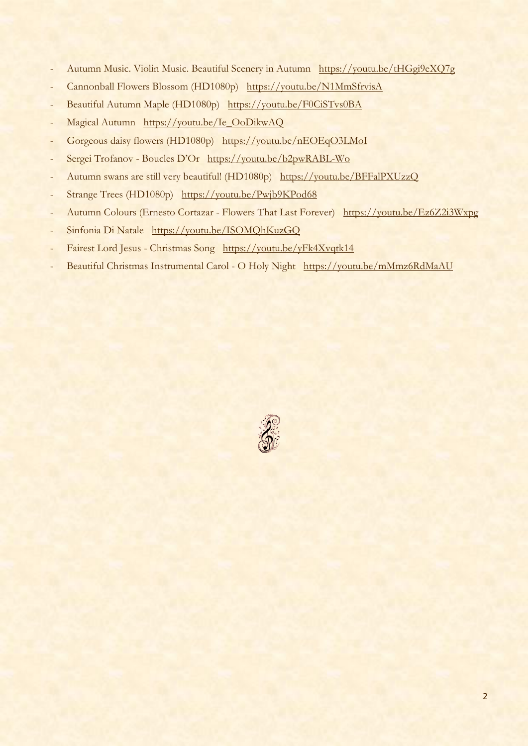- Autumn Music. Violin Music. Beautiful Scenery in Autumn https://youtu.be/tHGgi9eXQ7g
- Cannonball Flowers Blossom (HD1080p) https://youtu.be/N1MmSfrvisA
- Beautiful Autumn Maple (HD1080p) https://youtu.be/F0CiSTvs0BA
- Magical Autumn https://youtu.be/Ie_OoDikwAQ
- Gorgeous daisy flowers (HD1080p) https://youtu.be/nEOEqO3LMoI
- Sergei Trofanov - Boucles D'Or https://youtu.be/b2pwRABL-Wo
- Autumn swans are still very beautiful! (HD1080p) https://youtu.be/BFFalPXUzzQ
- Strange Trees (HD1080p) https://youtu.be/Pwjb9KPod68
- Autumn Colours (Ernesto Cortazar - Flowers That Last Forever) https://youtu.be/Ez6Z2i3Wxpg
- Sinfonia Di Natale https://youtu.be/ISOMQhKuzGQ
- Fairest Lord Jesus - Christmas Song https://youtu.be/yFk4Xvqtk14
- Beautiful Christmas Instrumental Carol - O Holy Night https://youtu.be/mMmz6RdMaAU